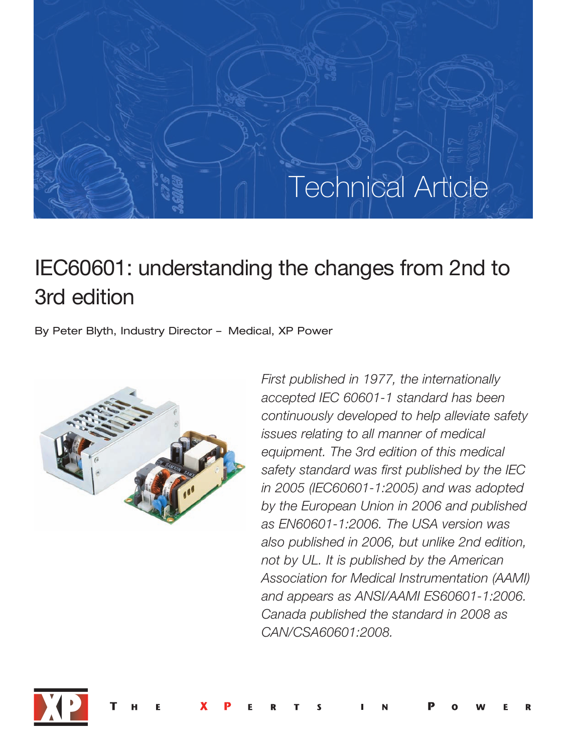Technical Article

# IEC60601: understanding the changes from 2nd to 3rd edition

By Peter Blyth, Industry Director – Medical, XP Power

*First published in 1977, the internationally accepted IEC 60601-1 standard has been continuously developed to help alleviate safety issues relating to all manner of medical equipment. The 3rd edition of this medical safety standard was first published by the IEC in 2005 (IEC60601-1:2005) and was adopted by the European Union in 2006 and published as EN60601-1:2006. The USA version was also published in 2006, but unlike 2nd edition, not by UL. It is published by the American Association for Medical Instrumentation (AAMI) and appears as ANSI/AAMI ES60601-1:2006. Canada published the standard in 2008 as CAN/CSA60601:2008.*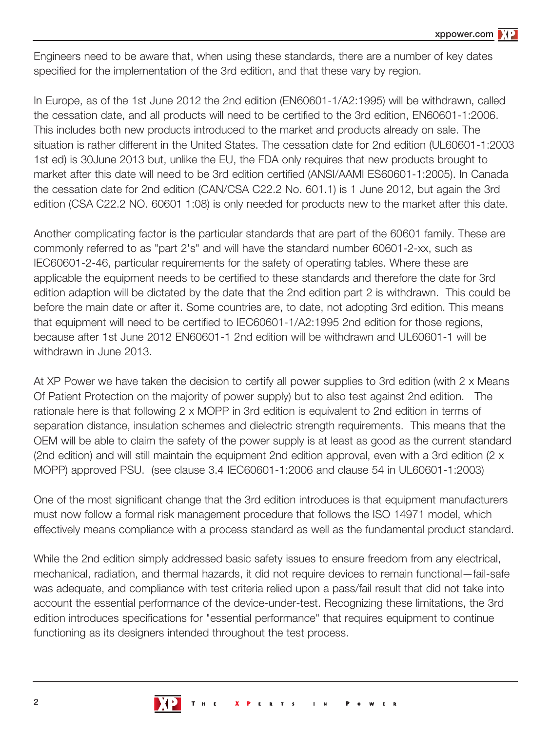Engineers need to be aware that, when using these standards, there are a number of key dates specified for the implementation of the 3rd edition, and that these vary by region.

In Europe, as of the 1st June 2012 the 2nd edition (EN60601-1/A2:1995) will be withdrawn, called the cessation date, and all products will need to be certified to the 3rd edition, EN60601-1:2006. This includes both new products introduced to the market and products already on sale. The situation is rather different in the United States. The cessation date for 2nd edition (UL60601-1:2003 1st ed) is 30June 2013 but, unlike the EU, the FDA only requires that new products brought to market after this date will need to be 3rd edition certified (ANSI/AAMI ES60601-1:2005). In Canada the cessation date for 2nd edition (CAN/CSA C22.2 No. 601.1) is 1 June 2012, but again the 3rd edition (CSA C22.2 NO. 60601 1:08) is only needed for products new to the market after this date.

Another complicating factor is the particular standards that are part of the 60601 family. These are commonly referred to as "part 2's" and will have the standard number 60601-2-xx, such as IEC60601-2-46, particular requirements for the safety of operating tables. Where these are applicable the equipment needs to be certified to these standards and therefore the date for 3rd edition adaption will be dictated by the date that the 2nd edition part 2 is withdrawn. This could be before the main date or after it. Some countries are, to date, not adopting 3rd edition. This means that equipment will need to be certified to IEC60601-1/A2:1995 2nd edition for those regions, because after 1st June 2012 EN60601-1 2nd edition will be withdrawn and UL60601-1 will be withdrawn in June 2013.

At XP Power we have taken the decision to certify all power supplies to 3rd edition (with 2 x Means Of Patient Protection on the majority of power supply) but to also test against 2nd edition. The rationale here is that following 2 x MOPP in 3rd edition is equivalent to 2nd edition in terms of separation distance, insulation schemes and dielectric strength requirements. This means that the OEM will be able to claim the safety of the power supply is at least as good as the current standard (2nd edition) and will still maintain the equipment 2nd edition approval, even with a 3rd edition (2 x MOPP) approved PSU. (see clause 3.4 IEC60601-1:2006 and clause 54 in UL60601-1:2003)

One of the most significant change that the 3rd edition introduces is that equipment manufacturers must now follow a formal risk management procedure that follows the ISO 14971 model, which effectively means compliance with a process standard as well as the fundamental product standard.

While the 2nd edition simply addressed basic safety issues to ensure freedom from any electrical, mechanical, radiation, and thermal hazards, it did not require devices to remain functional—fail-safe was adequate, and compliance with test criteria relied upon a pass/fail result that did not take into account the essential performance of the device-under-test. Recognizing these limitations, the 3rd edition introduces specifications for "essential performance" that requires equipment to continue functioning as its designers intended throughout the test process.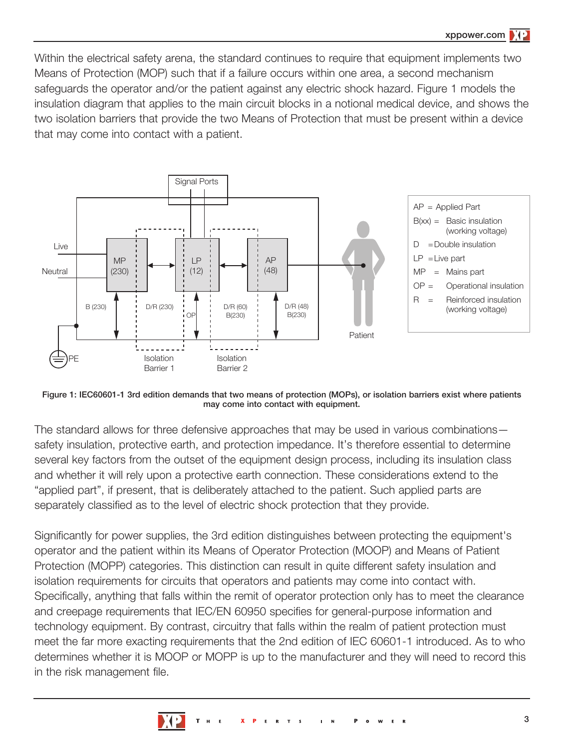Within the electrical safety arena, the standard continues to require that equipment implements two Means of Protection (MOP) such that if a failure occurs within one area, a second mechanism safeguards the operator and/or the patient against any electric shock hazard. Figure 1 models the insulation diagram that applies to the main circuit blocks in a notional medical device, and shows the two isolation barriers that provide the two Means of Protection that must be present within a device that may come into contact with a patient.

**Figure 1: IEC60601-1 3rd edition demands that two means of protection (MOPs), or isolation barriers exist where patients may come into contact with equipment.**

The standard allows for three defensive approaches that may be used in various combinations—safety insulation, protective earth, and protection impedance. It's therefore essential to determine several key factors from the outset of the equipment design process, including its insulation class and whether it will rely upon a protective earth connection. These considerations extend to the "applied part", if present, that is deliberately attached to the patient. Such applied parts are separately classified as to the level of electric shock protection that they provide.

Significantly for power supplies, the 3rd edition distinguishes between protecting the equipment's operator and the patient within its Means of Operator Protection (MOOP) and Means of Patient Protection (MOPP) categories. This distinction can result in quite different safety insulation and isolation requirements for circuits that operators and patients may come into contact with. Specifically, anything that falls within the remit of operator protection only has to meet the clearance and creepage requirements that IEC/EN 60950 specifies for general-purpose information and technology equipment. By contrast, circuitry that falls within the realm of patient protection must meet the far more exacting requirements that the 2nd edition of IEC 60601-1 introduced. As to who determines whether it is MOOP or MOPP is up to the manufacturer and they will need to record this in the risk management file.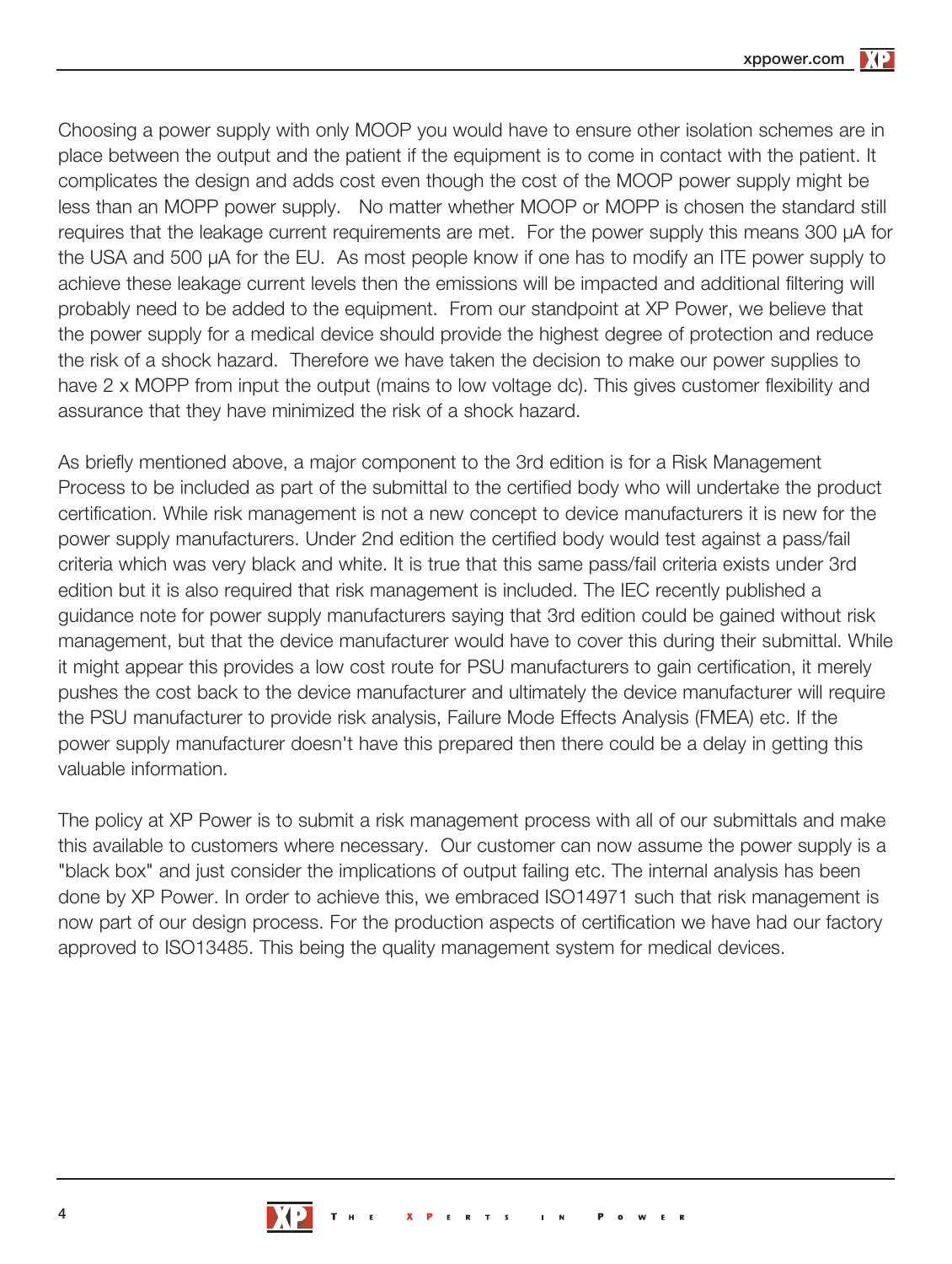Choosing a power supply with only MOOP you would have to ensure other isolation schemes are in place between the output and the patient if the equipment is to come in contact with the patient. It complicates the design and adds cost even though the cost of the MOOP power supply might be less than an MOPP power supply. No matter whether MOOP or MOPP is chosen the standard still requires that the leakage current requirements are met. For the power supply this means 300 µA for the USA and 500 µA for the EU. As most people know if one has to modify an ITE power supply to achieve these leakage current levels then the emissions will be impacted and additional filtering will probably need to be added to the equipment. From our standpoint at XP Power, we believe that the power supply for a medical device should provide the highest degree of protection and reduce the risk of a shock hazard. Therefore we have taken the decision to make our power supplies to have 2 x MOPP from input the output (mains to low voltage dc). This gives customer flexibility and assurance that they have minimized the risk of a shock hazard.

As briefly mentioned above, a major component to the 3rd edition is for a Risk Management Process to be included as part of the submittal to the certified body who will undertake the product certification. While risk management is not a new concept to device manufacturers it is new for the power supply manufacturers. Under 2nd edition the certified body would test against a pass/fail criteria which was very black and white. It is true that this same pass/fail criteria exists under 3rd edition but it is also required that risk management is included. The IEC recently published a guidance note for power supply manufacturers saying that 3rd edition could be gained without risk management, but that the device manufacturer would have to cover this during their submittal. While it might appear this provides a low cost route for PSU manufacturers to gain certification, it merely pushes the cost back to the device manufacturer and ultimately the device manufacturer will require the PSU manufacturer to provide risk analysis, Failure Mode Effects Analysis (FMEA) etc. If the power supply manufacturer doesn't have this prepared then there could be a delay in getting this valuable information.

The policy at XP Power is to submit a risk management process with all of our submittals and make this available to customers where necessary. Our customer can now assume the power supply is a "black box" and just consider the implications of output failing etc. The internal analysis has been done by XP Power. In order to achieve this, we embraced ISO14971 such that risk management is now part of our design process. For the production aspects of certification we have had our factory approved to ISO13485. This being the quality management system for medical devices.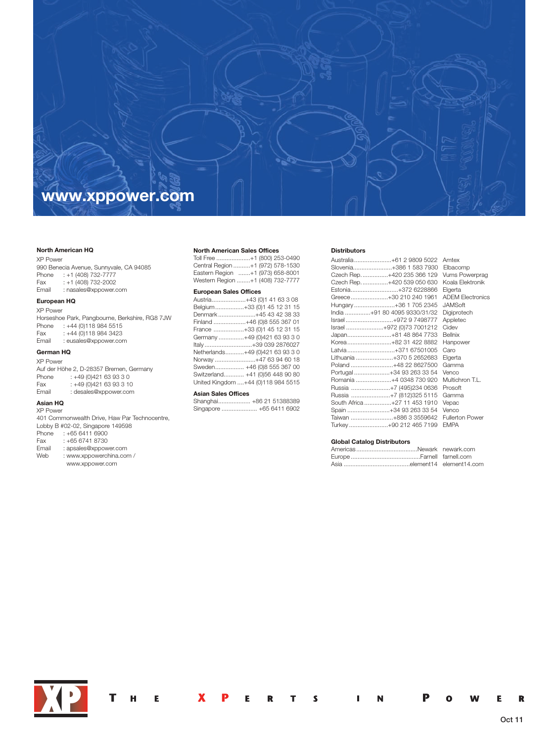www.xppower.com

### North American HQ

XP Power
990 Benecia Avenue, Sunnyvale, CA 94085
Phone : +1 (408) 732-7777
Fax : +1 (408) 732-2002
Email : nasales@xppower.com

### European HQ

XP Power
Horseshoe Park, Pangbourne, Berkshire, RG8 7JW
Phone : +44 (0)118 984 5515
Fax : +44 (0)118 984 3423
Email : eusales@xppower.com

### German HQ

XP Power
Auf der Höhe 2, D-28357 Bremen, Germany
Phone : +49 (0)421 63 93 3 0
Fax : +49 (0)421 63 93 3 10
Email : desales@xppower.com

### Asian HQ

XP Power
401 Commonwealth Drive, Haw Par Technocentre,
Lobby B #02-02, Singapore 149598
Phone : +65 6411 6900
Fax : +65 6741 8730
Email : apsales@xppower.com
Web : www.xppowerchina.com / www.xppower.com

### North American Sales Offices

Toll Free ....................+1 (800) 253-0490
Central Region ..........+1 (972) 578-1530
Eastern Region .......+1 (973) 658-8001
Western Region ........+1 (408) 732-7777

### European Sales Offices

Austria....................+43 (0)1 41 63 3 08
Belgium.................+33 (0)1 45 12 31 15
Denmark......................+45 43 42 38 33
Finland ..................+46 (0)8 555 367 01
France ..................+33 (0)1 45 12 31 15
Germany ...............+49 (0)421 63 93 3 0
Italy ............................+39 039 2876027
Netherlands...........+49 (0)421 63 93 3 0
Norway .......................+47 63 94 60 18
Sweden................. +46 (0)8 555 367 00
Switzerland............ +41 (0)56 448 90 80
United Kingdom ....+44 (0)118 984 5515

### Asian Sales Offices

Shanghai................... +86 21 51388389
Singapore ..................... +65 6411 6902

### Distributors

| | | |
|---|---|---|
| Australia | +61 2 9809 5022 | Amtex |
| Slovenia | +386 1 583 7930 | Elbacomp |
| Czech Rep. | +420 235 366 129 | Vums Powerprag |
| Czech Rep. | +420 539 050 630 | Koala Elektronik |
| Estonia | +372 6228866 | Elgerta |
| Greece | +30 210 240 1961 | ADEM Electronics |
| Hungary | +36 1 705 2345 | JAMSoft |
| India | +91 80 4095 9330/31/32 | Digiprotech |
| Israel | +972 9 7498777 | Appletec |
| Israel | +972 (0)73 7001212 | Cidev |
| Japan | +81 48 864 7733 | Bellnix |
| Korea | +82 31 422 8882 | Hanpower |
| Latvia | +371 67501005 | Caro |
| Lithuania | +370 5 2652683 | Elgerta |
| Poland | +48 22 8627500 | Gamma |
| Portugal | +34 93 263 33 54 | Venco |
| Romania | +4 0348 730 920 | Multichron T.L. |
| Russia | +7 (495)234 0636 | Prosoft |
| Russia | +7 (812)325 5115 | Gamma |
| South Africa | +27 11 453 1910 | Vepac |
| Spain | +34 93 263 33 54 | Venco |
| Taiwan | +886 3 3559642 | Fullerton Power |
| Turkey | +90 212 465 7199 | EMPA |

### Global Catalog Distributors

| | | |
|---|---|---|
| Americas | Newark | newark.com |
| Europe | Farnell | farnell.com |
| Asia | element14 | element14.com |

THE XPERTS IN POWER

Oct 11